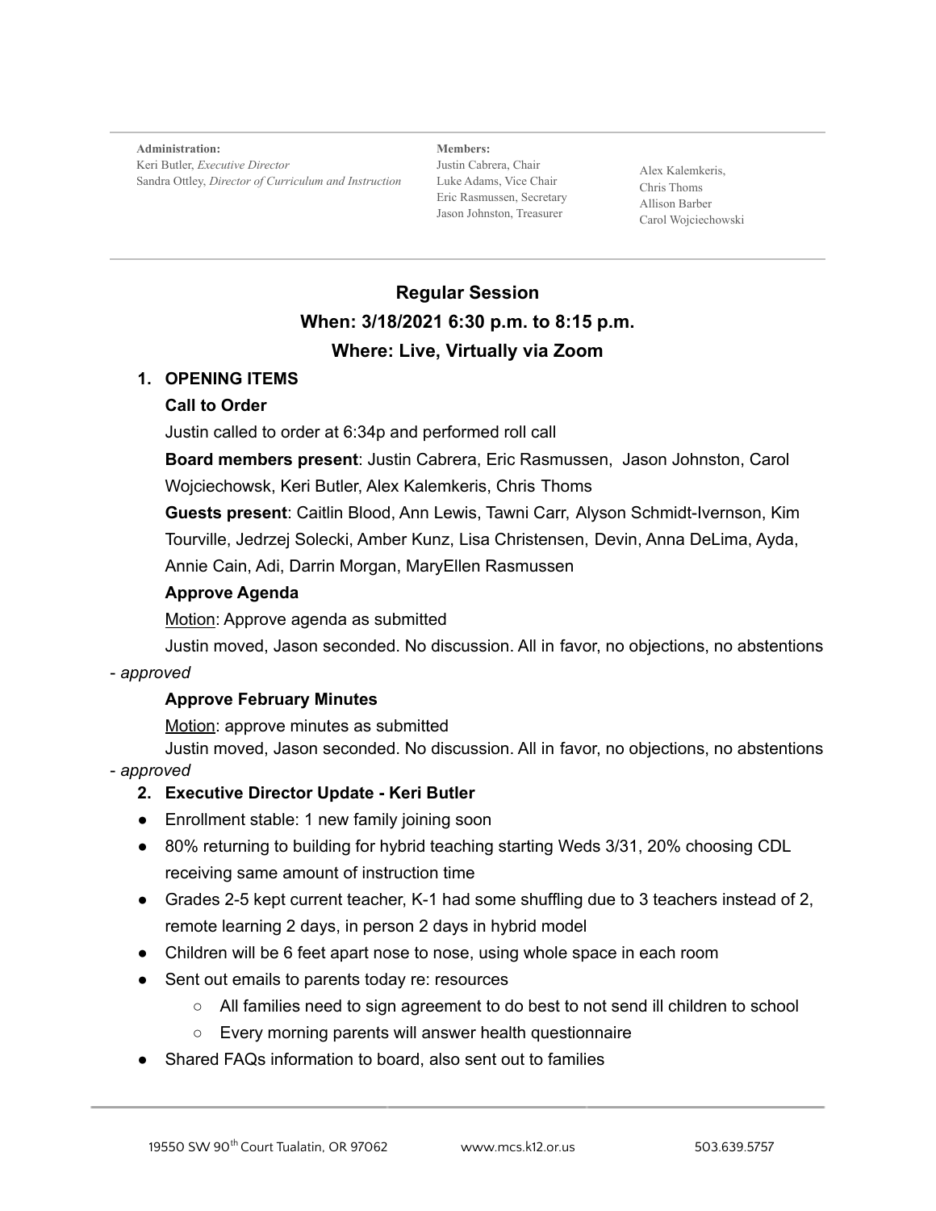**Administration:**
Keri Butler, *Executive Director*
Sandra Ottley, *Director of Curriculum and Instruction*

**Members:**
Justin Cabrera, Chair
Luke Adams, Vice Chair
Eric Rasmussen, Secretary
Jason Johnston, Treasurer

Alex Kalemkeris,
Chris Thoms
Allison Barber
Carol Wojciechowski

## Regular Session

## When: 3/18/2021 6:30 p.m. to 8:15 p.m.

## Where: Live, Virtually via Zoom

1. **OPENING ITEMS**

   **Call to Order**

   Justin called to order at 6:34p and performed roll call

   **Board members present**: Justin Cabrera, Eric Rasmussen, Jason Johnston, Carol Wojciechowsk, Keri Butler, Alex Kalemkeris, Chris Thoms

   **Guests present**: Caitlin Blood, Ann Lewis, Tawni Carr, Alyson Schmidt-Ivernson, Kim Tourville, Jedrzej Solecki, Amber Kunz, Lisa Christensen, Devin, Anna DeLima, Ayda, Annie Cain, Adi, Darrin Morgan, MaryEllen Rasmussen

   **Approve Agenda**

   Motion: Approve agenda as submitted

   Justin moved, Jason seconded. No discussion. All in favor, no objections, no abstentions - *approved*

   **Approve February Minutes**

   Motion: approve minutes as submitted

   Justin moved, Jason seconded. No discussion. All in favor, no objections, no abstentions - *approved*

2. **Executive Director Update - Keri Butler**

- Enrollment stable: 1 new family joining soon
- 80% returning to building for hybrid teaching starting Weds 3/31, 20% choosing CDL receiving same amount of instruction time
- Grades 2-5 kept current teacher, K-1 had some shuffling due to 3 teachers instead of 2, remote learning 2 days, in person 2 days in hybrid model
- Children will be 6 feet apart nose to nose, using whole space in each room
- Sent out emails to parents today re: resources
  - All families need to sign agreement to do best to not send ill children to school
  - Every morning parents will answer health questionnaire
- Shared FAQs information to board, also sent out to families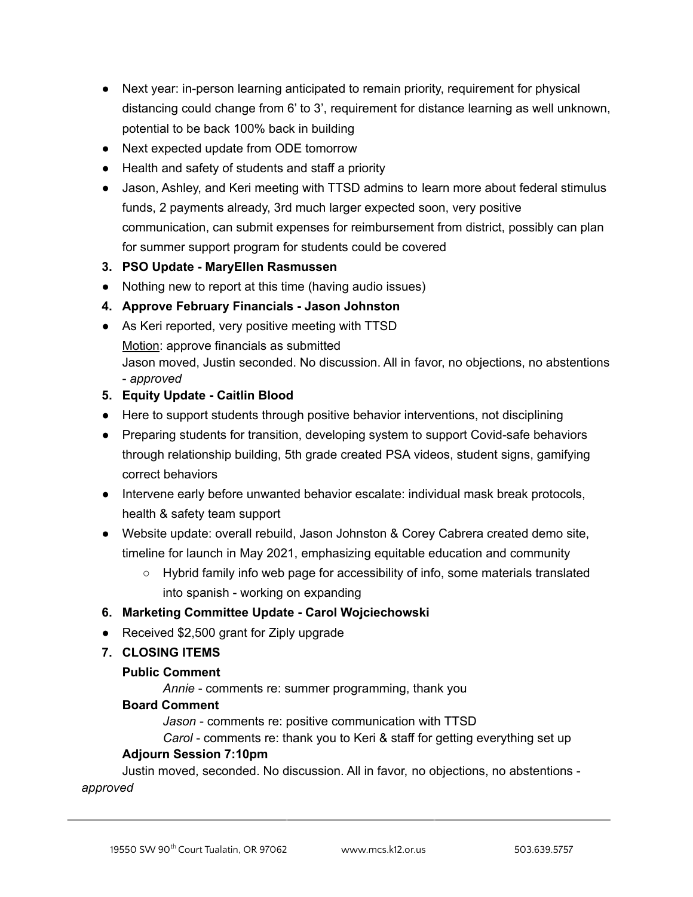- Next year: in-person learning anticipated to remain priority, requirement for physical distancing could change from 6' to 3', requirement for distance learning as well unknown, potential to be back 100% back in building
- Next expected update from ODE tomorrow
- Health and safety of students and staff a priority
- Jason, Ashley, and Keri meeting with TTSD admins to learn more about federal stimulus funds, 2 payments already, 3rd much larger expected soon, very positive communication, can submit expenses for reimbursement from district, possibly can plan for summer support program for students could be covered

**3. PSO Update - MaryEllen Rasmussen**

- Nothing new to report at this time (having audio issues)

**4. Approve February Financials - Jason Johnston**

- As Keri reported, very positive meeting with TTSD

  Motion: approve financials as submitted
  Jason moved, Justin seconded. No discussion. All in favor, no objections, no abstentions - *approved*

**5. Equity Update - Caitlin Blood**

- Here to support students through positive behavior interventions, not disciplining
- Preparing students for transition, developing system to support Covid-safe behaviors through relationship building, 5th grade created PSA videos, student signs, gamifying correct behaviors
- Intervene early before unwanted behavior escalate: individual mask break protocols, health & safety team support
- Website update: overall rebuild, Jason Johnston & Corey Cabrera created demo site, timeline for launch in May 2021, emphasizing equitable education and community
  - Hybrid family info web page for accessibility of info, some materials translated into spanish - working on expanding

**6. Marketing Committee Update - Carol Wojciechowski**

- Received $2,500 grant for Ziply upgrade

**7. CLOSING ITEMS**

**Public Comment**

*Annie* - comments re: summer programming, thank you

**Board Comment**

*Jason* - comments re: positive communication with TTSD

*Carol* - comments re: thank you to Keri & staff for getting everything set up

**Adjourn Session 7:10pm**

Justin moved, seconded. No discussion. All in favor, no objections, no abstentions - *approved*

19550 SW 90th Court Tualatin, OR 97062 www.mcs.k12.or.us 503.639.5757